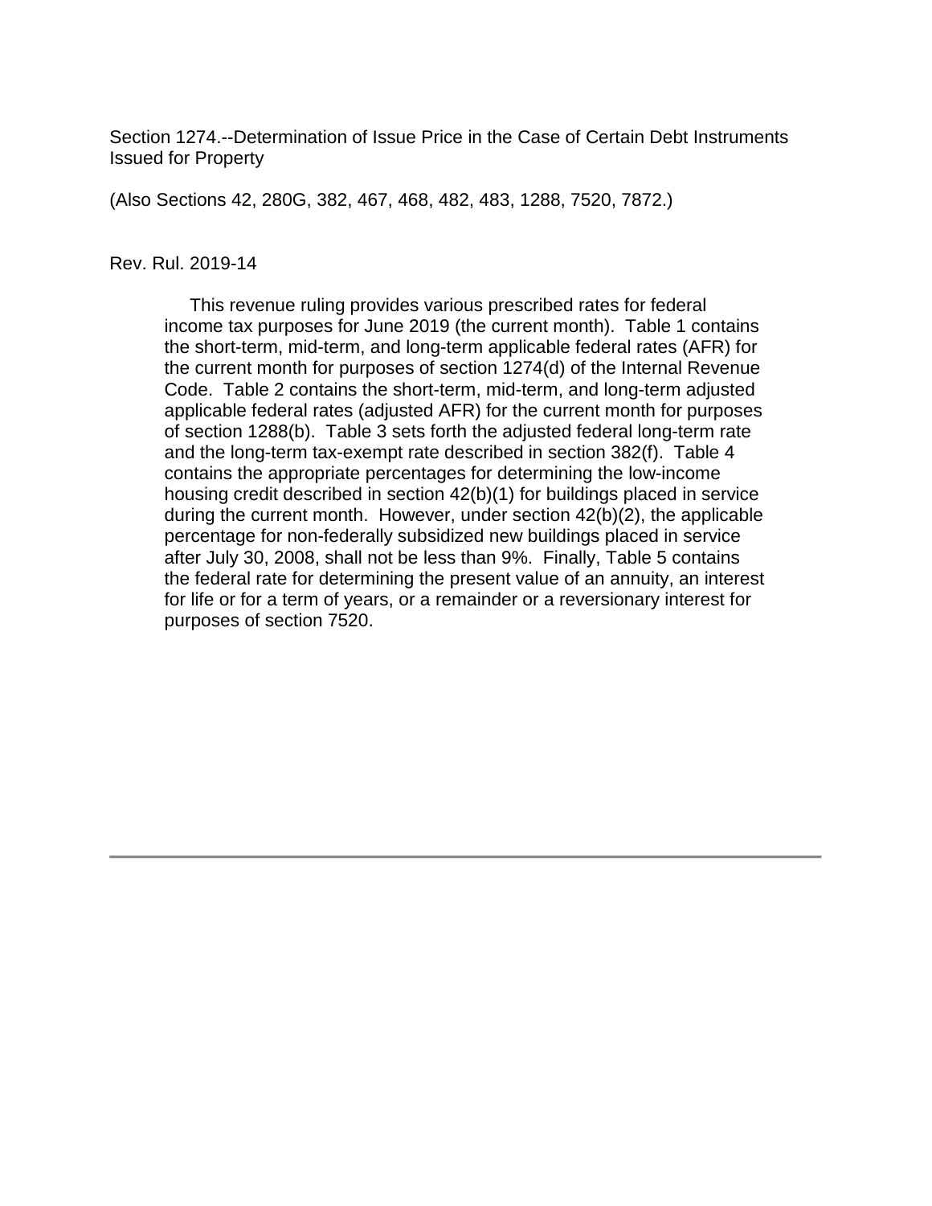Section 1274.--Determination of Issue Price in the Case of Certain Debt Instruments Issued for Property

(Also Sections 42, 280G, 382, 467, 468, 482, 483, 1288, 7520, 7872.)

Rev. Rul. 2019-14

This revenue ruling provides various prescribed rates for federal income tax purposes for June 2019 (the current month). Table 1 contains the short-term, mid-term, and long-term applicable federal rates (AFR) for the current month for purposes of section 1274(d) of the Internal Revenue Code. Table 2 contains the short-term, mid-term, and long-term adjusted applicable federal rates (adjusted AFR) for the current month for purposes of section 1288(b). Table 3 sets forth the adjusted federal long-term rate and the long-term tax-exempt rate described in section 382(f). Table 4 contains the appropriate percentages for determining the low-income housing credit described in section 42(b)(1) for buildings placed in service during the current month. However, under section 42(b)(2), the applicable percentage for non-federally subsidized new buildings placed in service after July 30, 2008, shall not be less than 9%. Finally, Table 5 contains the federal rate for determining the present value of an annuity, an interest for life or for a term of years, or a remainder or a reversionary interest for purposes of section 7520.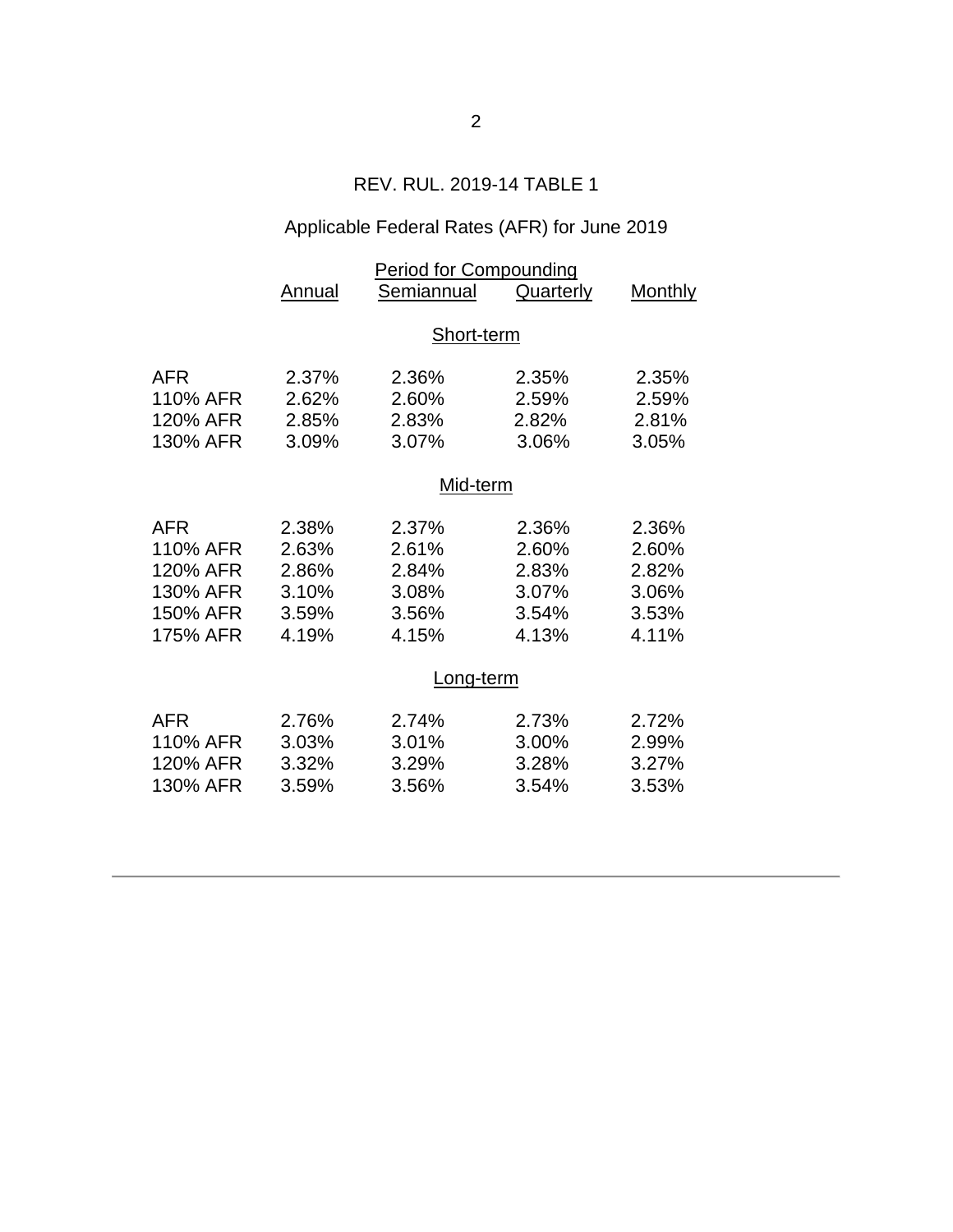REV. RUL. 2019-14 TABLE 1

Applicable Federal Rates (AFR) for June 2019

| | Period for Compounding | | | |
|---|---|---|---|---|
| | Annual | Semiannual | Quarterly | Monthly |
| | | **Short-term** | | |
| AFR | 2.37% | 2.36% | 2.35% | 2.35% |
| 110% AFR | 2.62% | 2.60% | 2.59% | 2.59% |
| 120% AFR | 2.85% | 2.83% | 2.82% | 2.81% |
| 130% AFR | 3.09% | 3.07% | 3.06% | 3.05% |
| | | **Mid-term** | | |
| AFR | 2.38% | 2.37% | 2.36% | 2.36% |
| 110% AFR | 2.63% | 2.61% | 2.60% | 2.60% |
| 120% AFR | 2.86% | 2.84% | 2.83% | 2.82% |
| 130% AFR | 3.10% | 3.08% | 3.07% | 3.06% |
| 150% AFR | 3.59% | 3.56% | 3.54% | 3.53% |
| 175% AFR | 4.19% | 4.15% | 4.13% | 4.11% |
| | | **Long-term** | | |
| AFR | 2.76% | 2.74% | 2.73% | 2.72% |
| 110% AFR | 3.03% | 3.01% | 3.00% | 2.99% |
| 120% AFR | 3.32% | 3.29% | 3.28% | 3.27% |
| 130% AFR | 3.59% | 3.56% | 3.54% | 3.53% |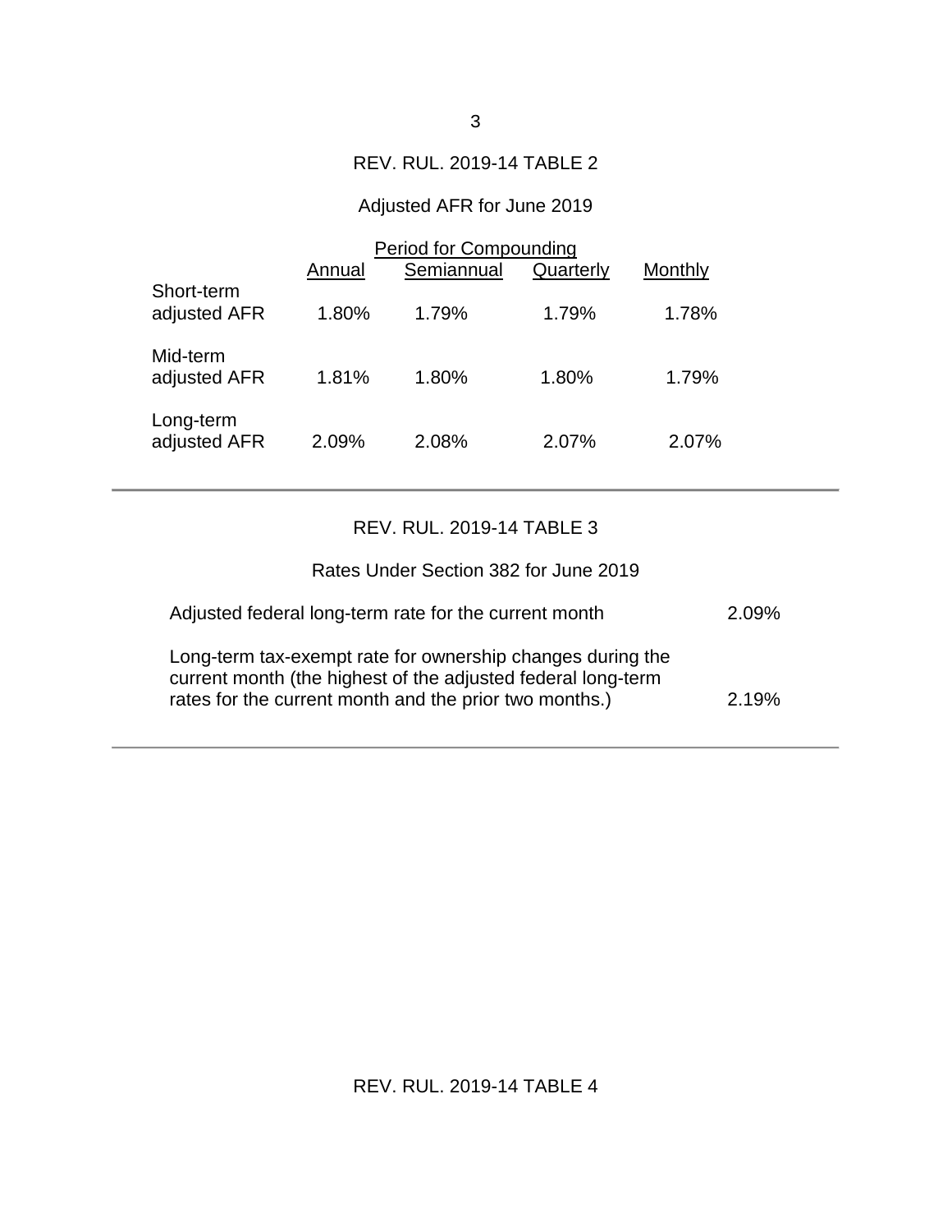## REV. RUL. 2019-14 TABLE 2

Adjusted AFR for June 2019

| | Period for Compounding | | | |
|---|---|---|---|---|
| | Annual | Semiannual | Quarterly | Monthly |
| Short-term adjusted AFR | 1.80% | 1.79% | 1.79% | 1.78% |
| Mid-term adjusted AFR | 1.81% | 1.80% | 1.80% | 1.79% |
| Long-term adjusted AFR | 2.09% | 2.08% | 2.07% | 2.07% |

## REV. RUL. 2019-14 TABLE 3

Rates Under Section 382 for June 2019

| | |
|---|---|
| Adjusted federal long-term rate for the current month | 2.09% |
| Long-term tax-exempt rate for ownership changes during the current month (the highest of the adjusted federal long-term rates for the current month and the prior two months.) | 2.19% |

## REV. RUL. 2019-14 TABLE 4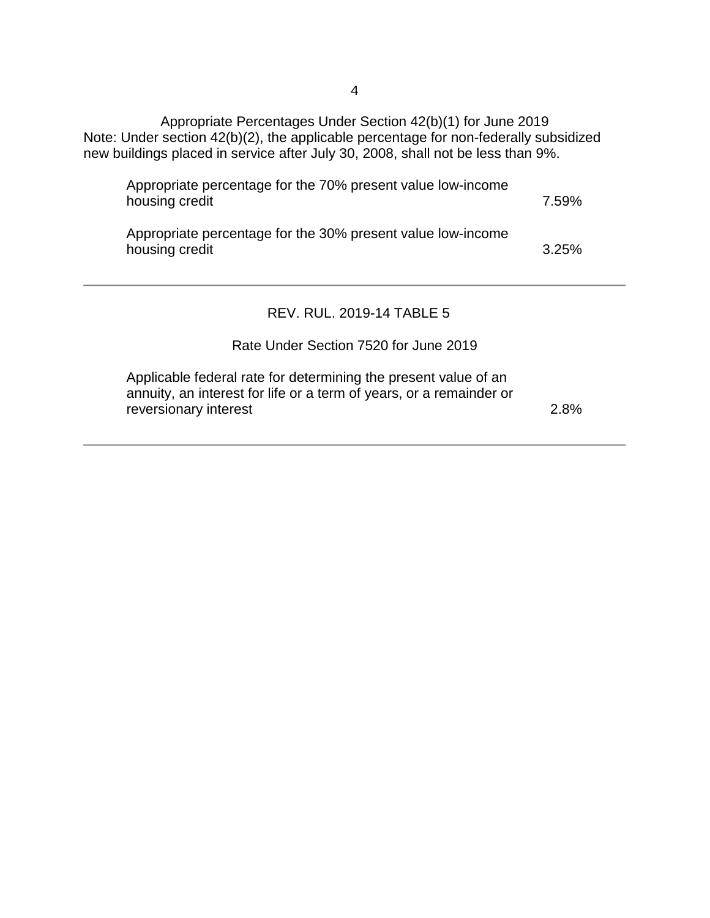Appropriate Percentages Under Section 42(b)(1) for June 2019

Note: Under section 42(b)(2), the applicable percentage for non-federally subsidized new buildings placed in service after July 30, 2008, shall not be less than 9%.

| | |
|---|---|
| Appropriate percentage for the 70% present value low-income housing credit | 7.59% |
| Appropriate percentage for the 30% present value low-income housing credit | 3.25% |

---

REV. RUL. 2019-14 TABLE 5

Rate Under Section 7520 for June 2019

| | |
|---|---|
| Applicable federal rate for determining the present value of an annuity, an interest for life or a term of years, or a remainder or reversionary interest | 2.8% |

---